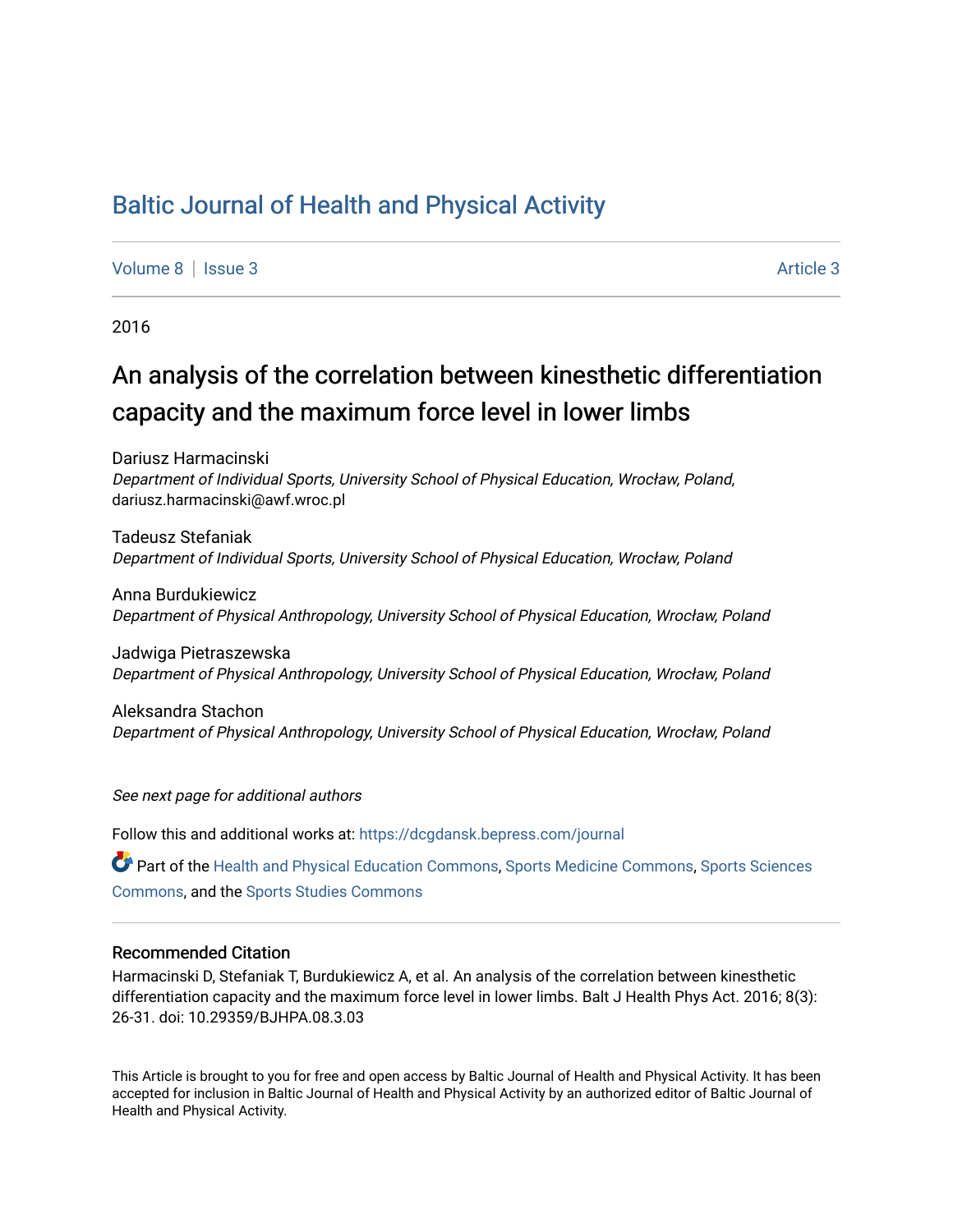# Baltic Journal of Health and Physical Activity

Volume 8 | Issue 3 Article 3

2016

## An analysis of the correlation between kinesthetic differentiation capacity and the maximum force level in lower limbs

Dariusz Harmacinski
*Department of Individual Sports, University School of Physical Education, Wrocław, Poland,*
dariusz.harmacinski@awf.wroc.pl

Tadeusz Stefaniak
*Department of Individual Sports, University School of Physical Education, Wrocław, Poland*

Anna Burdukiewicz
*Department of Physical Anthropology, University School of Physical Education, Wrocław, Poland*

Jadwiga Pietraszewska
*Department of Physical Anthropology, University School of Physical Education, Wrocław, Poland*

Aleksandra Stachon
*Department of Physical Anthropology, University School of Physical Education, Wrocław, Poland*

*See next page for additional authors*

Follow this and additional works at: https://dcgdansk.bepress.com/journal

Part of the Health and Physical Education Commons, Sports Medicine Commons, Sports Sciences Commons, and the Sports Studies Commons

### Recommended Citation

Harmacinski D, Stefaniak T, Burdukiewicz A, et al. An analysis of the correlation between kinesthetic differentiation capacity and the maximum force level in lower limbs. Balt J Health Phys Act. 2016; 8(3): 26-31. doi: 10.29359/BJHPA.08.3.03

This Article is brought to you for free and open access by Baltic Journal of Health and Physical Activity. It has been accepted for inclusion in Baltic Journal of Health and Physical Activity by an authorized editor of Baltic Journal of Health and Physical Activity.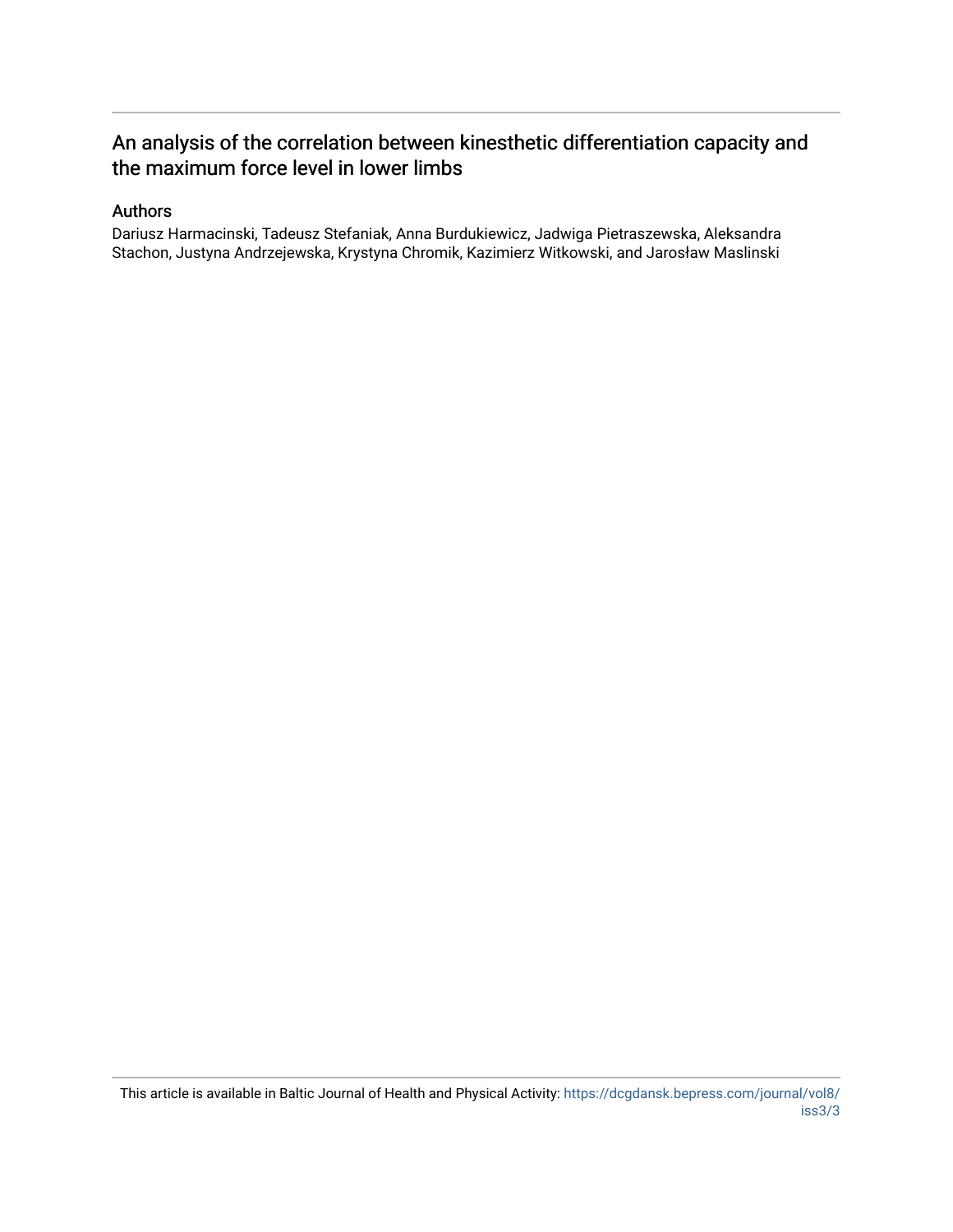## An analysis of the correlation between kinesthetic differentiation capacity and the maximum force level in lower limbs

### Authors

Dariusz Harmacinski, Tadeusz Stefaniak, Anna Burdukiewicz, Jadwiga Pietraszewska, Aleksandra Stachon, Justyna Andrzejewska, Krystyna Chromik, Kazimierz Witkowski, and Jarosław Maslinski

This article is available in Baltic Journal of Health and Physical Activity: https://dcgdansk.bepress.com/journal/vol8/iss3/3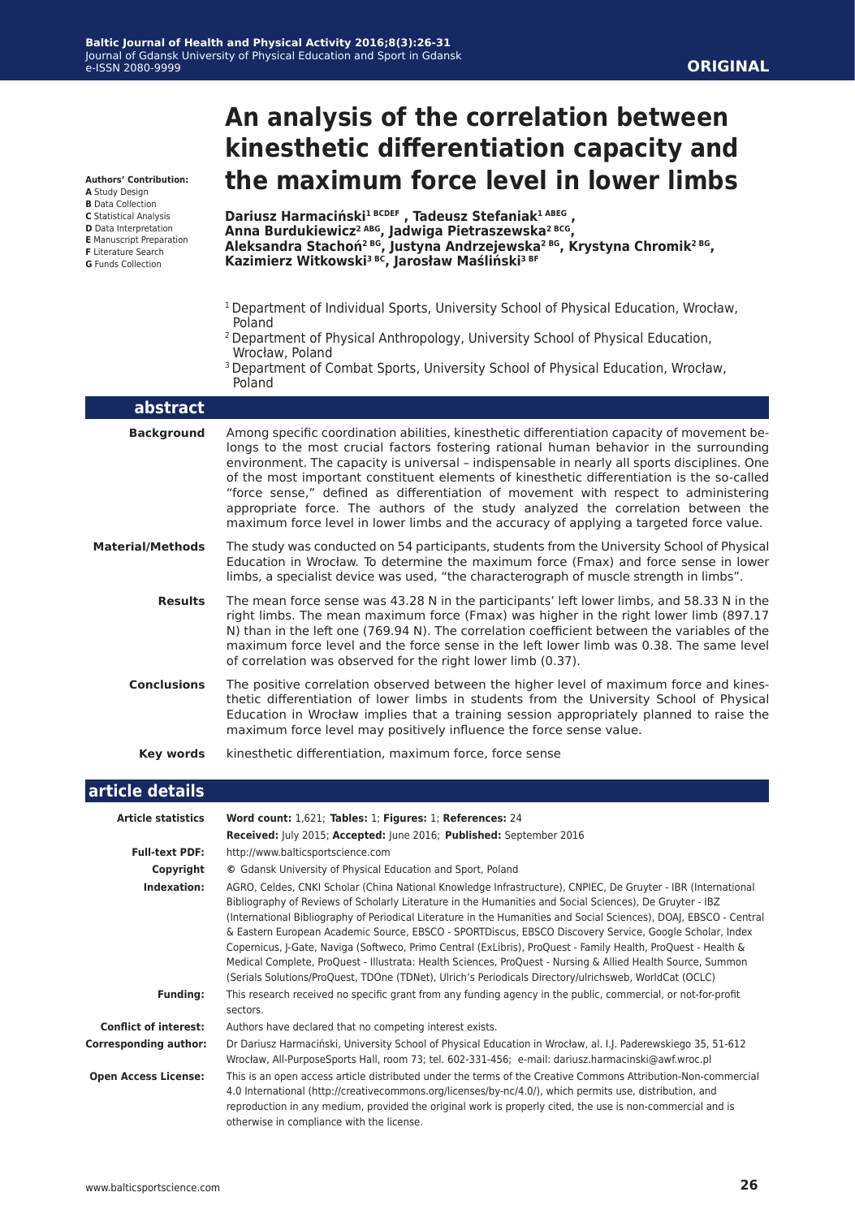# An analysis of the correlation between kinesthetic differentiation capacity and the maximum force level in lower limbs

**Authors' Contribution:**
**A** Study Design
**B** Data Collection
**C** Statistical Analysis
**D** Data Interpretation
**E** Manuscript Preparation
**F** Literature Search
**G** Funds Collection

**Dariusz Harmaciński[1 BCDEF], Tadeusz Stefaniak[1 ABEG], Anna Burdukiewicz[2 ABG], Jadwiga Pietraszewska[2 BCG], Aleksandra Stachoń[2 BG], Justyna Andrzejewska[2 BG], Krystyna Chromik[2 BG], Kazimierz Witkowski[3 BC], Jarosław Maśliński[3 BF]**

[1] Department of Individual Sports, University School of Physical Education, Wrocław, Poland
[2] Department of Physical Anthropology, University School of Physical Education, Wrocław, Poland
[3] Department of Combat Sports, University School of Physical Education, Wrocław, Poland

## abstract

**Background**

Among specific coordination abilities, kinesthetic differentiation capacity of movement belongs to the most crucial factors fostering rational human behavior in the surrounding environment. The capacity is universal – indispensable in nearly all sports disciplines. One of the most important constituent elements of kinesthetic differentiation is the so-called "force sense," defined as differentiation of movement with respect to administering appropriate force. The authors of the study analyzed the correlation between the maximum force level in lower limbs and the accuracy of applying a targeted force value.

**Material/Methods**

The study was conducted on 54 participants, students from the University School of Physical Education in Wrocław. To determine the maximum force (Fmax) and force sense in lower limbs, a specialist device was used, "the characterograph of muscle strength in limbs".

**Results**

The mean force sense was 43.28 N in the participants' left lower limbs, and 58.33 N in the right limbs. The mean maximum force (Fmax) was higher in the right lower limb (897.17 N) than in the left one (769.94 N). The correlation coefficient between the variables of the maximum force level and the force sense in the left lower limb was 0.38. The same level of correlation was observed for the right lower limb (0.37).

**Conclusions**

The positive correlation observed between the higher level of maximum force and kinesthetic differentiation of lower limbs in students from the University School of Physical Education in Wrocław implies that a training session appropriately planned to raise the maximum force level may positively influence the force sense value.

**Key words**

kinesthetic differentiation, maximum force, force sense

## article details

| | |
|---|---|
| **Article statistics** | **Word count:** 1,621; **Tables:** 1; **Figures:** 1; **References:** 24<br>**Received:** July 2015; **Accepted:** June 2016; **Published:** September 2016 |
| **Full-text PDF:** | http://www.balticsportscience.com |
| **Copyright** | © Gdansk University of Physical Education and Sport, Poland |
| **Indexation:** | AGRO, Celdes, CNKI Scholar (China National Knowledge Infrastructure), CNPIEC, De Gruyter - IBR (International Bibliography of Reviews of Scholarly Literature in the Humanities and Social Sciences), De Gruyter - IBZ (International Bibliography of Periodical Literature in the Humanities and Social Sciences), DOAJ, EBSCO - Central & Eastern European Academic Source, EBSCO - SPORTDiscus, EBSCO Discovery Service, Google Scholar, Index Copernicus, J-Gate, Naviga (Softweco, Primo Central (ExLibris), ProQuest - Family Health, ProQuest - Health & Medical Complete, ProQuest - Illustrata: Health Sciences, ProQuest - Nursing & Allied Health Source, Summon (Serials Solutions/ProQuest, TDOne (TDNet), Ulrich's Periodicals Directory/ulrichsweb, WorldCat (OCLC) |
| **Funding:** | This research received no specific grant from any funding agency in the public, commercial, or not-for-profit sectors. |
| **Conflict of interest:** | Authors have declared that no competing interest exists. |
| **Corresponding author:** | Dr Dariusz Harmaciński, University School of Physical Education in Wrocław, al. I.J. Paderewskiego 35, 51-612 Wrocław, All-PurposeSports Hall, room 73; tel. 602-331-456; e-mail: dariusz.harmacinski@awf.wroc.pl |
| **Open Access License:** | This is an open access article distributed under the terms of the Creative Commons Attribution-Non-commercial 4.0 International (http://creativecommons.org/licenses/by-nc/4.0/), which permits use, distribution, and reproduction in any medium, provided the original work is properly cited, the use is non-commercial and is otherwise in compliance with the license. |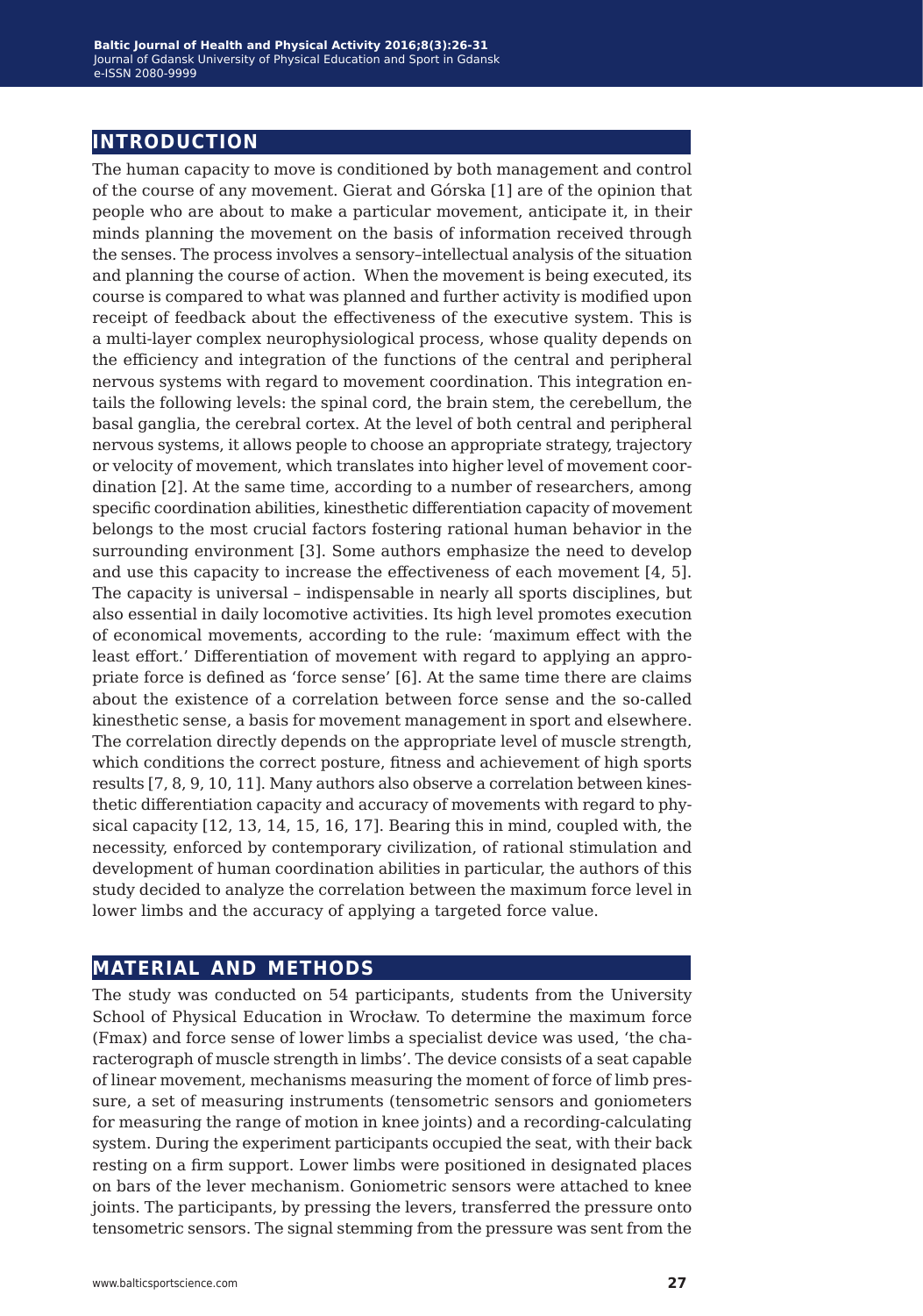## INTRODUCTION

The human capacity to move is conditioned by both management and control of the course of any movement. Gierat and Górska [1] are of the opinion that people who are about to make a particular movement, anticipate it, in their minds planning the movement on the basis of information received through the senses. The process involves a sensory–intellectual analysis of the situation and planning the course of action. When the movement is being executed, its course is compared to what was planned and further activity is modified upon receipt of feedback about the effectiveness of the executive system. This is a multi-layer complex neurophysiological process, whose quality depends on the efficiency and integration of the functions of the central and peripheral nervous systems with regard to movement coordination. This integration entails the following levels: the spinal cord, the brain stem, the cerebellum, the basal ganglia, the cerebral cortex. At the level of both central and peripheral nervous systems, it allows people to choose an appropriate strategy, trajectory or velocity of movement, which translates into higher level of movement coordination [2]. At the same time, according to a number of researchers, among specific coordination abilities, kinesthetic differentiation capacity of movement belongs to the most crucial factors fostering rational human behavior in the surrounding environment [3]. Some authors emphasize the need to develop and use this capacity to increase the effectiveness of each movement [4, 5]. The capacity is universal – indispensable in nearly all sports disciplines, but also essential in daily locomotive activities. Its high level promotes execution of economical movements, according to the rule: 'maximum effect with the least effort.' Differentiation of movement with regard to applying an appropriate force is defined as 'force sense' [6]. At the same time there are claims about the existence of a correlation between force sense and the so-called kinesthetic sense, a basis for movement management in sport and elsewhere. The correlation directly depends on the appropriate level of muscle strength, which conditions the correct posture, fitness and achievement of high sports results [7, 8, 9, 10, 11]. Many authors also observe a correlation between kinesthetic differentiation capacity and accuracy of movements with regard to physical capacity [12, 13, 14, 15, 16, 17]. Bearing this in mind, coupled with, the necessity, enforced by contemporary civilization, of rational stimulation and development of human coordination abilities in particular, the authors of this study decided to analyze the correlation between the maximum force level in lower limbs and the accuracy of applying a targeted force value.

## MATERIAL AND METHODS

The study was conducted on 54 participants, students from the University School of Physical Education in Wrocław. To determine the maximum force ($F_{max}$) and force sense of lower limbs a specialist device was used, 'the characterograph of muscle strength in limbs'. The device consists of a seat capable of linear movement, mechanisms measuring the moment of force of limb pressure, a set of measuring instruments (tensometric sensors and goniometers for measuring the range of motion in knee joints) and a recording-calculating system. During the experiment participants occupied the seat, with their back resting on a firm support. Lower limbs were positioned in designated places on bars of the lever mechanism. Goniometric sensors were attached to knee joints. The participants, by pressing the levers, transferred the pressure onto tensometric sensors. The signal stemming from the pressure was sent from the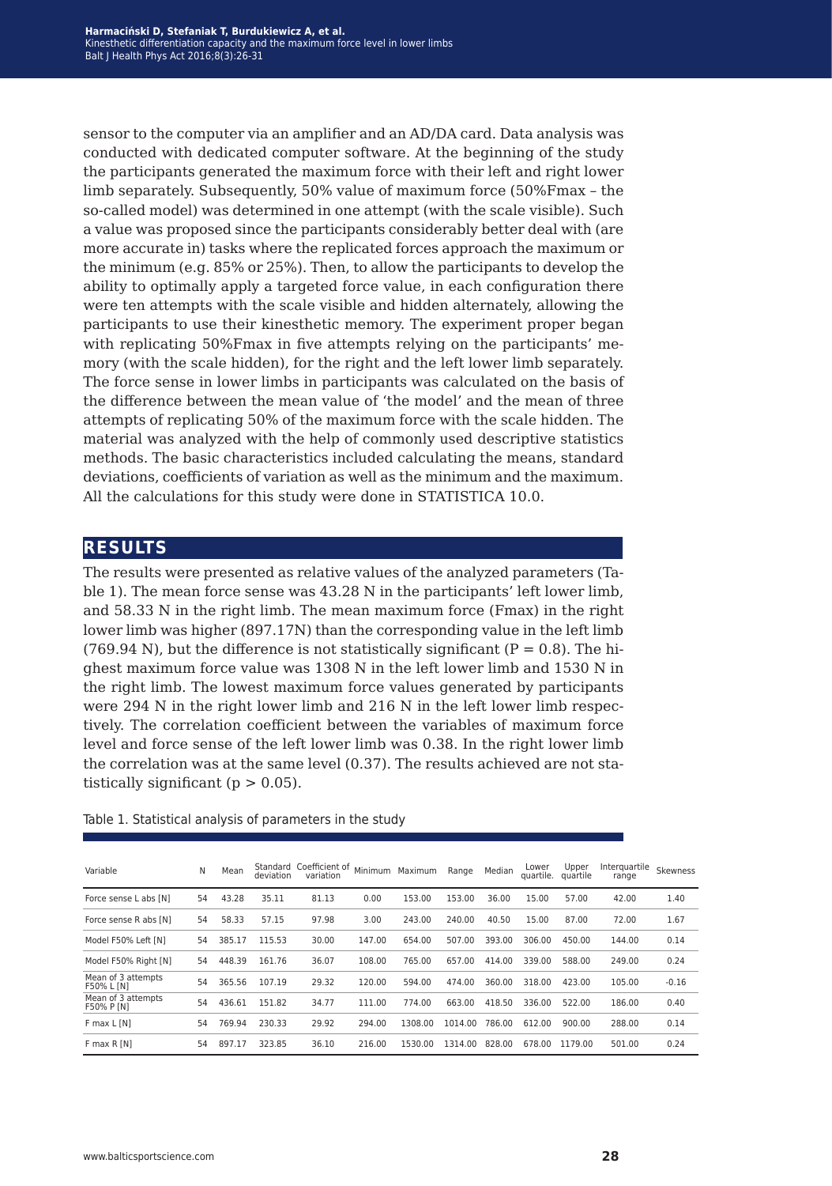sensor to the computer via an amplifier and an AD/DA card. Data analysis was conducted with dedicated computer software. At the beginning of the study the participants generated the maximum force with their left and right lower limb separately. Subsequently, 50% value of maximum force (50%Fmax – the so-called model) was determined in one attempt (with the scale visible). Such a value was proposed since the participants considerably better deal with (are more accurate in) tasks where the replicated forces approach the maximum or the minimum (e.g. 85% or 25%). Then, to allow the participants to develop the ability to optimally apply a targeted force value, in each configuration there were ten attempts with the scale visible and hidden alternately, allowing the participants to use their kinesthetic memory. The experiment proper began with replicating 50%Fmax in five attempts relying on the participants' memory (with the scale hidden), for the right and the left lower limb separately. The force sense in lower limbs in participants was calculated on the basis of the difference between the mean value of 'the model' and the mean of three attempts of replicating 50% of the maximum force with the scale hidden. The material was analyzed with the help of commonly used descriptive statistics methods. The basic characteristics included calculating the means, standard deviations, coefficients of variation as well as the minimum and the maximum. All the calculations for this study were done in STATISTICA 10.0.

## RESULTS

The results were presented as relative values of the analyzed parameters (Table 1). The mean force sense was 43.28 N in the participants' left lower limb, and 58.33 N in the right limb. The mean maximum force (Fmax) in the right lower limb was higher (897.17N) than the corresponding value in the left limb (769.94 N), but the difference is not statistically significant ($P = 0.8$). The highest maximum force value was 1308 N in the left lower limb and 1530 N in the right limb. The lowest maximum force values generated by participants were 294 N in the right lower limb and 216 N in the left lower limb respectively. The correlation coefficient between the variables of maximum force level and force sense of the left lower limb was 0.38. In the right lower limb the correlation was at the same level (0.37). The results achieved are not statistically significant ($p > 0.05$).

Table 1. Statistical analysis of parameters in the study

| Variable | N | Mean | Standard deviation | Coefficient of variation | Minimum | Maximum | Range | Median | Lower quartile. | Upper quartile | Interquartile range | Skewness |
|---|---|---|---|---|---|---|---|---|---|---|---|---|
| Force sense L abs [N] | 54 | 43.28 | 35.11 | 81.13 | 0.00 | 153.00 | 153.00 | 36.00 | 15.00 | 57.00 | 42.00 | 1.40 |
| Force sense R abs [N] | 54 | 58.33 | 57.15 | 97.98 | 3.00 | 243.00 | 240.00 | 40.50 | 15.00 | 87.00 | 72.00 | 1.67 |
| Model F50% Left [N] | 54 | 385.17 | 115.53 | 30.00 | 147.00 | 654.00 | 507.00 | 393.00 | 306.00 | 450.00 | 144.00 | 0.14 |
| Model F50% Right [N] | 54 | 448.39 | 161.76 | 36.07 | 108.00 | 765.00 | 657.00 | 414.00 | 339.00 | 588.00 | 249.00 | 0.24 |
| Mean of 3 attempts F50% L [N] | 54 | 365.56 | 107.19 | 29.32 | 120.00 | 594.00 | 474.00 | 360.00 | 318.00 | 423.00 | 105.00 | -0.16 |
| Mean of 3 attempts F50% P [N] | 54 | 436.61 | 151.82 | 34.77 | 111.00 | 774.00 | 663.00 | 418.50 | 336.00 | 522.00 | 186.00 | 0.40 |
| F max L [N] | 54 | 769.94 | 230.33 | 29.92 | 294.00 | 1308.00 | 1014.00 | 786.00 | 612.00 | 900.00 | 288.00 | 0.14 |
| F max R [N] | 54 | 897.17 | 323.85 | 36.10 | 216.00 | 1530.00 | 1314.00 | 828.00 | 678.00 | 1179.00 | 501.00 | 0.24 |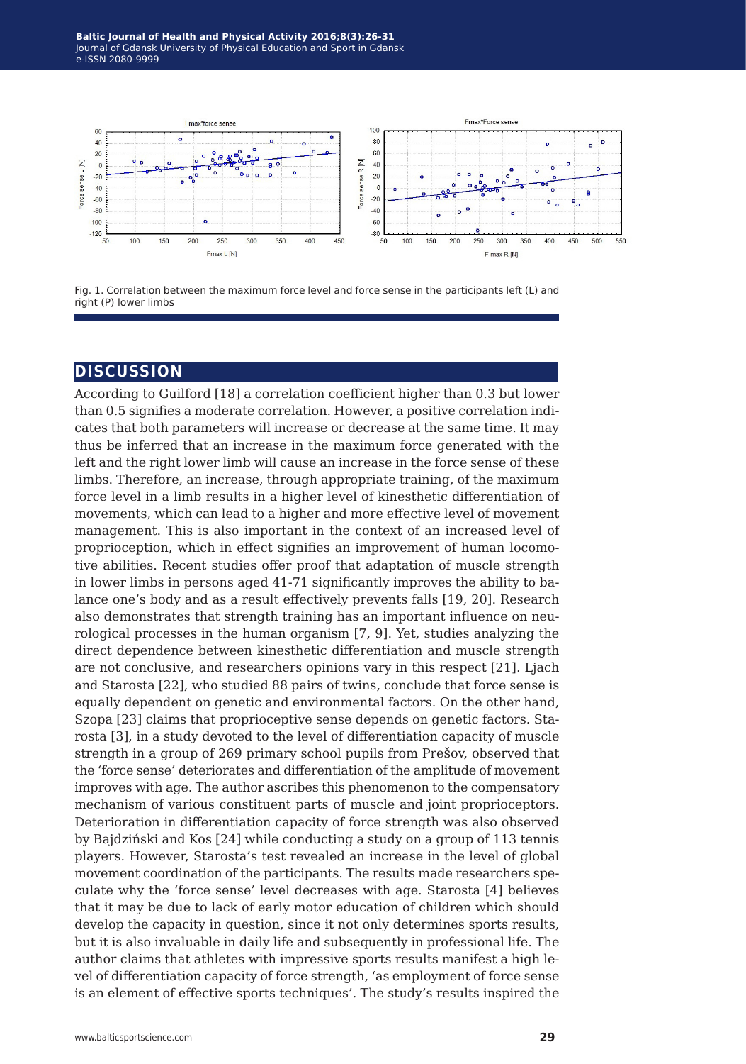Fig. 1. Correlation between the maximum force level and force sense in the participants left (L) and right (P) lower limbs

## DISCUSSION

According to Guilford [18] a correlation coefficient higher than 0.3 but lower than 0.5 signifies a moderate correlation. However, a positive correlation indicates that both parameters will increase or decrease at the same time. It may thus be inferred that an increase in the maximum force generated with the left and the right lower limb will cause an increase in the force sense of these limbs. Therefore, an increase, through appropriate training, of the maximum force level in a limb results in a higher level of kinesthetic differentiation of movements, which can lead to a higher and more effective level of movement management. This is also important in the context of an increased level of proprioception, which in effect signifies an improvement of human locomotive abilities. Recent studies offer proof that adaptation of muscle strength in lower limbs in persons aged 41-71 significantly improves the ability to balance one's body and as a result effectively prevents falls [19, 20]. Research also demonstrates that strength training has an important influence on neurological processes in the human organism [7, 9]. Yet, studies analyzing the direct dependence between kinesthetic differentiation and muscle strength are not conclusive, and researchers opinions vary in this respect [21]. Ljach and Starosta [22], who studied 88 pairs of twins, conclude that force sense is equally dependent on genetic and environmental factors. On the other hand, Szopa [23] claims that proprioceptive sense depends on genetic factors. Starosta [3], in a study devoted to the level of differentiation capacity of muscle strength in a group of 269 primary school pupils from Prešov, observed that the 'force sense' deteriorates and differentiation of the amplitude of movement improves with age. The author ascribes this phenomenon to the compensatory mechanism of various constituent parts of muscle and joint proprioceptors. Deterioration in differentiation capacity of force strength was also observed by Bajdziński and Kos [24] while conducting a study on a group of 113 tennis players. However, Starosta's test revealed an increase in the level of global movement coordination of the participants. The results made researchers speculate why the 'force sense' level decreases with age. Starosta [4] believes that it may be due to lack of early motor education of children which should develop the capacity in question, since it not only determines sports results, but it is also invaluable in daily life and subsequently in professional life. The author claims that athletes with impressive sports results manifest a high level of differentiation capacity of force strength, 'as employment of force sense is an element of effective sports techniques'. The study's results inspired the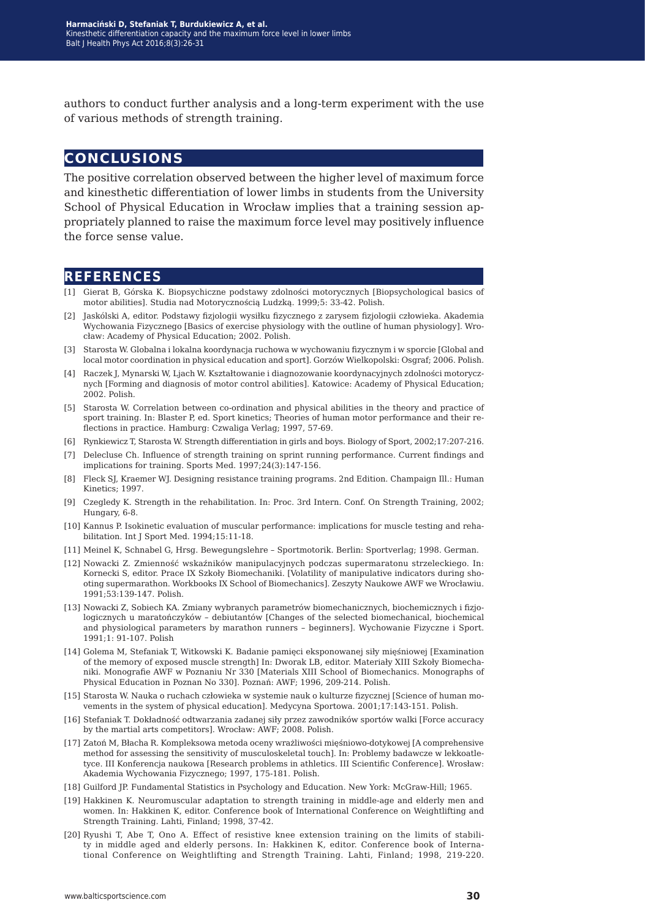authors to conduct further analysis and a long-term experiment with the use of various methods of strength training.

## CONCLUSIONS

The positive correlation observed between the higher level of maximum force and kinesthetic differentiation of lower limbs in students from the University School of Physical Education in Wrocław implies that a training session appropriately planned to raise the maximum force level may positively influence the force sense value.

## REFERENCES

[1] Gierat B, Górska K. Biopsychiczne podstawy zdolności motorycznych [Biopsychological basics of motor abilities]. Studia nad Motorycznością Ludzką. 1999;5: 33-42. Polish.

[2] Jaskólski A, editor. Podstawy fizjologii wysiłku fizycznego z zarysem fizjologii człowieka. Akademia Wychowania Fizycznego [Basics of exercise physiology with the outline of human physiology]. Wrocław: Academy of Physical Education; 2002. Polish.

[3] Starosta W. Globalna i lokalna koordynacja ruchowa w wychowaniu fizycznym i w sporcie [Global and local motor coordination in physical education and sport]. Gorzów Wielkopolski: Osgraf; 2006. Polish.

[4] Raczek J, Mynarski W, Ljach W. Kształtowanie i diagnozowanie koordynacyjnych zdolności motorycznych [Forming and diagnosis of motor control abilities]. Katowice: Academy of Physical Education; 2002. Polish.

[5] Starosta W. Correlation between co-ordination and physical abilities in the theory and practice of sport training. In: Blaster P, ed. Sport kinetics; Theories of human motor performance and their reflections in practice. Hamburg: Czwaliga Verlag; 1997, 57-69.

[6] Rynkiewicz T, Starosta W. Strength differentiation in girls and boys. Biology of Sport, 2002;17:207-216.

[7] Delecluse Ch. Influence of strength training on sprint running performance. Current findings and implications for training. Sports Med. 1997;24(3):147-156.

[8] Fleck SJ, Kraemer WJ. Designing resistance training programs. 2nd Edition. Champaign Ill.: Human Kinetics; 1997.

[9] Czegledy K. Strength in the rehabilitation. In: Proc. 3rd Intern. Conf. On Strength Training, 2002; Hungary, 6-8.

[10] Kannus P. Isokinetic evaluation of muscular performance: implications for muscle testing and rehabilitation. Int J Sport Med. 1994;15:11-18.

[11] Meinel K, Schnabel G, Hrsg. Bewegungslehre – Sportmotorik. Berlin: Sportverlag; 1998. German.

[12] Nowacki Z. Zmienność wskaźników manipulacyjnych podczas supermaratonu strzeleckiego. In: Kornecki S, editor. Prace IX Szkoły Biomechaniki. [Volatility of manipulative indicators during shooting supermarathon. Workbooks IX School of Biomechanics]. Zeszyty Naukowe AWF we Wrocławiu. 1991;53:139-147. Polish.

[13] Nowacki Z, Sobiech KA. Zmiany wybranych parametrów biomechanicznych, biochemicznych i fizjologicznych u maratończyków – debiutantów [Changes of the selected biomechanical, biochemical and physiological parameters by marathon runners – beginners]. Wychowanie Fizyczne i Sport. 1991;1: 91-107. Polish

[14] Golema M, Stefaniak T, Witkowski K. Badanie pamięci eksponowanej siły mięśniowej [Examination of the memory of exposed muscle strength] In: Dworak LB, editor. Materiały XIII Szkoły Biomechaniki. Monografie AWF w Poznaniu Nr 330 [Materials XIII School of Biomechanics. Monographs of Physical Education in Poznan No 330]. Poznań: AWF; 1996, 209-214. Polish.

[15] Starosta W. Nauka o ruchach człowieka w systemie nauk o kulturze fizycznej [Science of human movements in the system of physical education]. Medycyna Sportowa. 2001;17:143-151. Polish.

[16] Stefaniak T. Dokładność odtwarzania zadanej siły przez zawodników sportów walki [Force accuracy by the martial arts competitors]. Wrocław: AWF; 2008. Polish.

[17] Zatoń M, Błacha R. Kompleksowa metoda oceny wrażliwości mięśniowo-dotykowej [A comprehensive method for assessing the sensitivity of musculoskeletal touch]. In: Problemy badawcze w lekkoatletyce. III Konferencja naukowa [Research problems in athletics. III Scientific Conference]. Wrosław: Akademia Wychowania Fizycznego; 1997, 175-181. Polish.

[18] Guilford JP. Fundamental Statistics in Psychology and Education. New York: McGraw-Hill; 1965.

[19] Hakkinen K. Neuromuscular adaptation to strength training in middle-age and elderly men and women. In: Hakkinen K, editor. Conference book of International Conference on Weightlifting and Strength Training. Lahti, Finland; 1998, 37-42.

[20] Ryushi T, Abe T, Ono A. Effect of resistive knee extension training on the limits of stability in middle aged and elderly persons. In: Hakkinen K, editor. Conference book of International Conference on Weightlifting and Strength Training. Lahti, Finland; 1998, 219-220.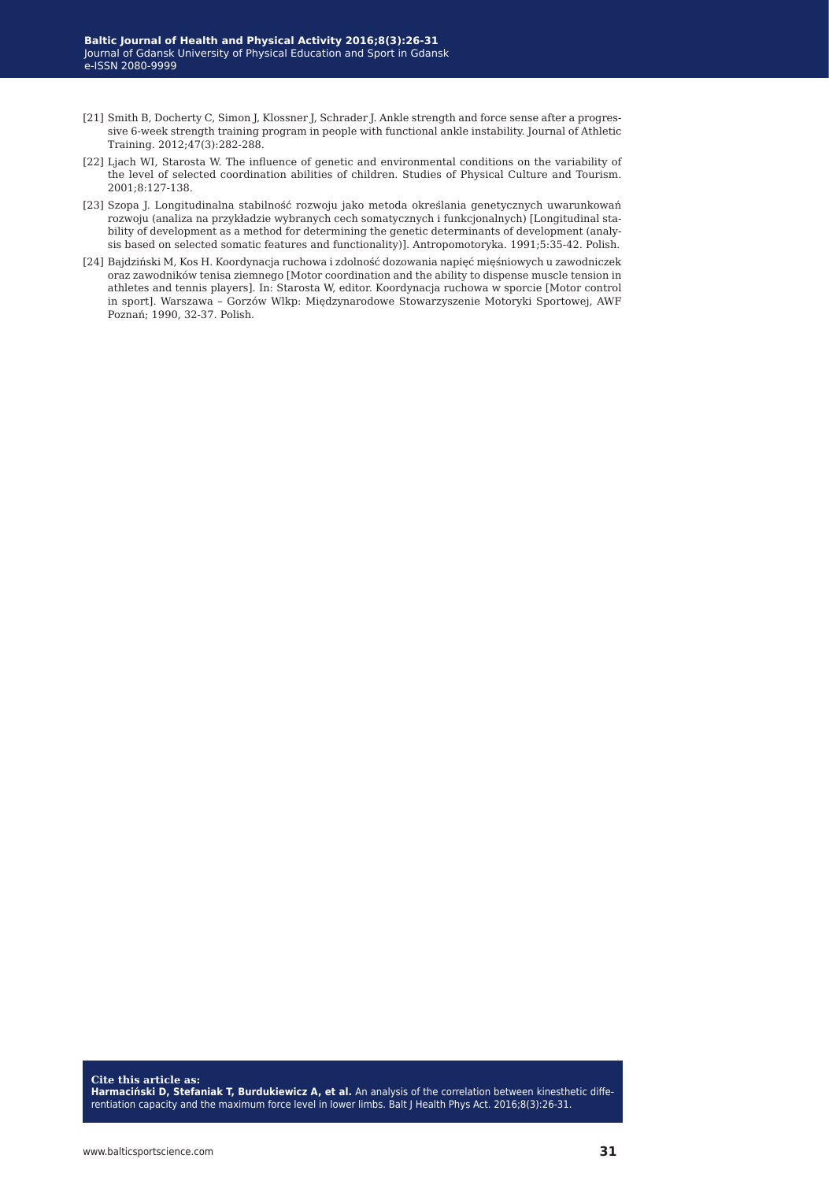[21] Smith B, Docherty C, Simon J, Klossner J, Schrader J. Ankle strength and force sense after a progressive 6-week strength training program in people with functional ankle instability. Journal of Athletic Training. 2012;47(3):282-288.

[22] Ljach WI, Starosta W. The influence of genetic and environmental conditions on the variability of the level of selected coordination abilities of children. Studies of Physical Culture and Tourism. 2001;8:127-138.

[23] Szopa J. Longitudinalna stabilność rozwoju jako metoda określania genetycznych uwarunkowań rozwoju (analiza na przykładzie wybranych cech somatycznych i funkcjonalnych) [Longitudinal stability of development as a method for determining the genetic determinants of development (analysis based on selected somatic features and functionality)]. Antropomotoryka. 1991;5:35-42. Polish.

[24] Bajdziński M, Kos H. Koordynacja ruchowa i zdolność dozowania napięć mięśniowych u zawodniczek oraz zawodników tenisa ziemnego [Motor coordination and the ability to dispense muscle tension in athletes and tennis players]. In: Starosta W, editor. Koordynacja ruchowa w sporcie [Motor control in sport]. Warszawa – Gorzów Wlkp: Międzynarodowe Stowarzyszenie Motoryki Sportowej, AWF Poznań; 1990, 32-37. Polish.

**Cite this article as:**
**Harmaciński D, Stefaniak T, Burdukiewicz A, et al.** An analysis of the correlation between kinesthetic differentiation capacity and the maximum force level in lower limbs. Balt J Health Phys Act. 2016;8(3):26-31.